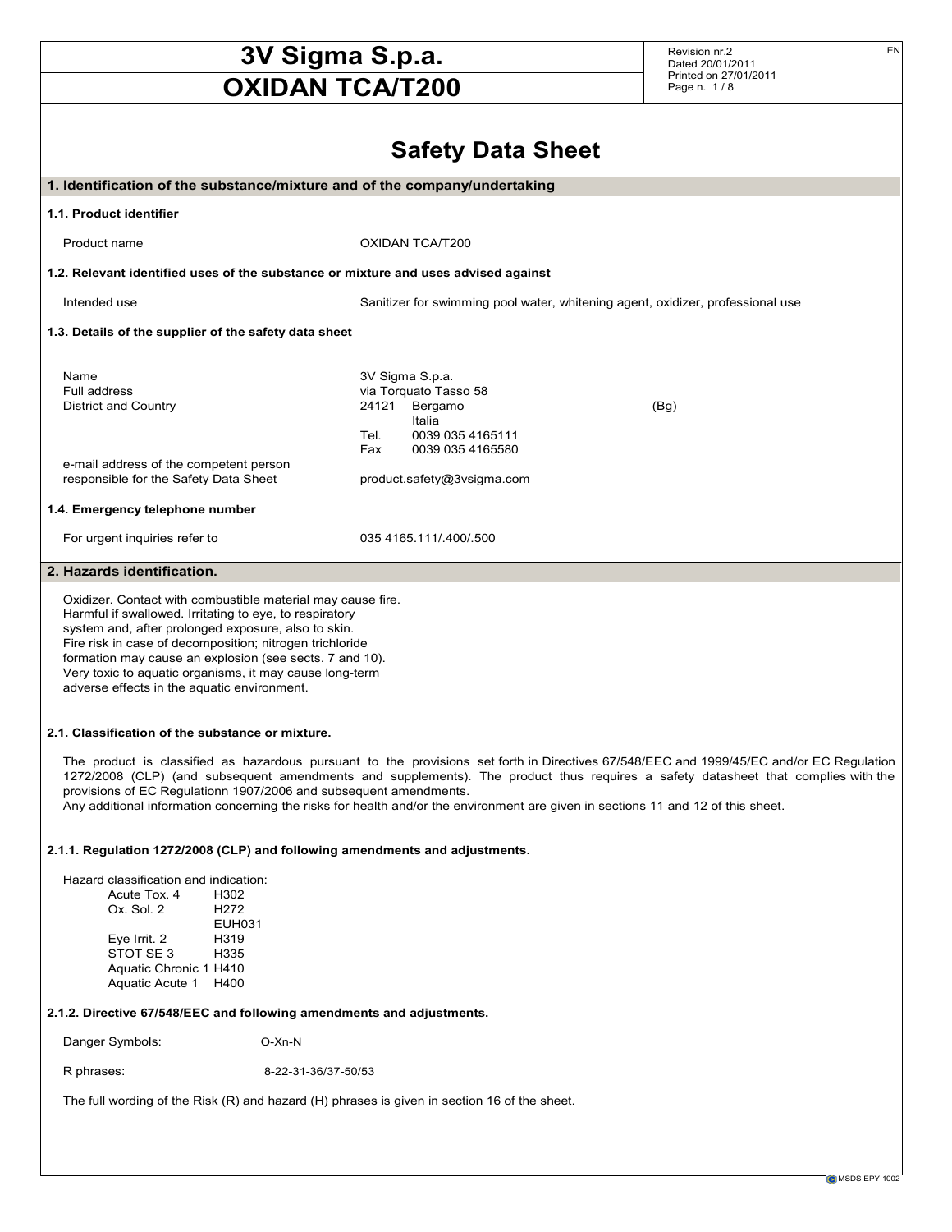# 3V Sigma S.p.a.
# OXIDAN TCA/T200

Revision nr.2
Dated 20/01/2011
Printed on 27/01/2011

## Safety Data Sheet

### 1. Identification of the substance/mixture and of the company/undertaking

#### 1.1. Product identifier

| | |
|---|---|
| Product name | OXIDAN TCA/T200 |

#### 1.2. Relevant identified uses of the substance or mixture and uses advised against

| | |
|---|---|
| Intended use | Sanitizer for swimming pool water, whitening agent, oxidizer, professional use |

#### 1.3. Details of the supplier of the safety data sheet

| | |
|---|---|
| Name | 3V Sigma S.p.a. |
| Full address | via Torquato Tasso 58 |
| District and Country | 24121 Bergamo (Bg) Italia |
| | Tel. 0039 035 4165111 |
| | Fax 0039 035 4165580 |
| e-mail address of the competent person responsible for the Safety Data Sheet | product.safety@3vsigma.com |

#### 1.4. Emergency telephone number

| | |
|---|---|
| For urgent inquiries refer to | 035 4165.111/.400/.500 |

### 2. Hazards identification.

Oxidizer. Contact with combustible material may cause fire.
Harmful if swallowed. Irritating to eye, to respiratory system and, after prolonged exposure, also to skin.
Fire risk in case of decomposition; nitrogen trichloride formation may cause an explosion (see sects. 7 and 10).
Very toxic to aquatic organisms, it may cause long-term adverse effects in the aquatic environment.

#### 2.1. Classification of the substance or mixture.

The product is classified as hazardous pursuant to the provisions set forth in Directives 67/548/EEC and 1999/45/EC and/or EC Regulation 1272/2008 (CLP) (and subsequent amendments and supplements). The product thus requires a safety datasheet that complies with the provisions of EC Regulationn 1907/2006 and subsequent amendments.
Any additional information concerning the risks for health and/or the environment are given in sections 11 and 12 of this sheet.

#### 2.1.1. Regulation 1272/2008 (CLP) and following amendments and adjustments.

Hazard classification and indication:

| | |
|---|---|
| Acute Tox. 4 | H302 |
| Ox. Sol. 2 | H272 |
| | EUH031 |
| Eye Irrit. 2 | H319 |
| STOT SE 3 | H335 |
| Aquatic Chronic 1 | H410 |
| Aquatic Acute 1 | H400 |

#### 2.1.2. Directive 67/548/EEC and following amendments and adjustments.

| | |
|---|---|
| Danger Symbols: | O-Xn-N |
| R phrases: | 8-22-31-36/37-50/53 |

The full wording of the Risk (R) and hazard (H) phrases is given in section 16 of the sheet.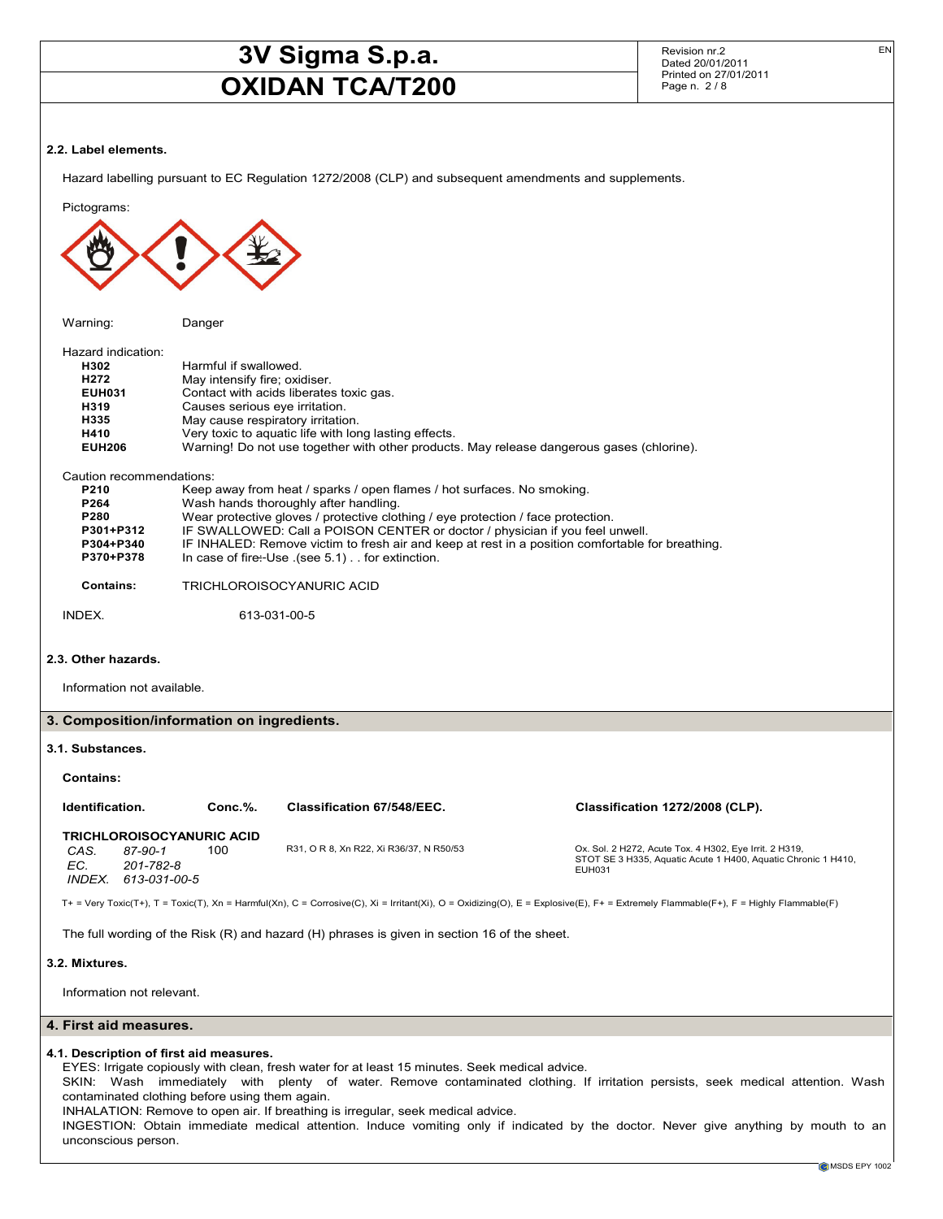### 2.2. Label elements.

Hazard labelling pursuant to EC Regulation 1272/2008 (CLP) and subsequent amendments and supplements.

Pictograms:

Warning: Danger

Hazard indication:

| | |
|---|---|
| **H302** | Harmful if swallowed. |
| **H272** | May intensify fire; oxidiser. |
| **EUH031** | Contact with acids liberates toxic gas. |
| **H319** | Causes serious eye irritation. |
| **H335** | May cause respiratory irritation. |
| **H410** | Very toxic to aquatic life with long lasting effects. |
| **EUH206** | Warning! Do not use together with other products. May release dangerous gases (chlorine). |

Caution recommendations:

| | |
|---|---|
| **P210** | Keep away from heat / sparks / open flames / hot surfaces. No smoking. |
| **P264** | Wash hands thoroughly after handling. |
| **P280** | Wear protective gloves / protective clothing / eye protection / face protection. |
| **P301+P312** | IF SWALLOWED: Call a POISON CENTER or doctor / physician if you feel unwell. |
| **P304+P340** | IF INHALED: Remove victim to fresh air and keep at rest in a position comfortable for breathing. |
| **P370+P378** | In case of fire:-Use .(see 5.1) . . for extinction. |

**Contains:** TRICHLOROISOCYANURIC ACID

INDEX. 613-031-00-5

### 2.3. Other hazards.

Information not available.

## 3. Composition/information on ingredients.

### 3.1. Substances.

**Contains:**

| Identification. | Conc.%. | Classification 67/548/EEC. | Classification 1272/2008 (CLP). |
|---|---|---|---|
| **TRICHLOROISOCYANURIC ACID**<br>*CAS.* 87-90-1<br>*EC.* 201-782-8<br>*INDEX.* 613-031-00-5 | 100 | R31, O R 8, Xn R22, Xi R36/37, N R50/53 | Ox. Sol. 2 H272, Acute Tox. 4 H302, Eye Irrit. 2 H319, STOT SE 3 H335, Aquatic Acute 1 H400, Aquatic Chronic 1 H410, EUH031 |

T+ = Very Toxic(T+), T = Toxic(T), Xn = Harmful(Xn), C = Corrosive(C), Xi = Irritant(Xi), O = Oxidizing(O), E = Explosive(E), F+ = Extremely Flammable(F+), F = Highly Flammable(F)

The full wording of the Risk (R) and hazard (H) phrases is given in section 16 of the sheet.

### 3.2. Mixtures.

Information not relevant.

## 4. First aid measures.

### 4.1. Description of first aid measures.

EYES: Irrigate copiously with clean, fresh water for at least 15 minutes. Seek medical advice.

SKIN: Wash immediately with plenty of water. Remove contaminated clothing. If irritation persists, seek medical attention. Wash contaminated clothing before using them again.

INHALATION: Remove to open air. If breathing is irregular, seek medical advice.

INGESTION: Obtain immediate medical attention. Induce vomiting only if indicated by the doctor. Never give anything by mouth to an unconscious person.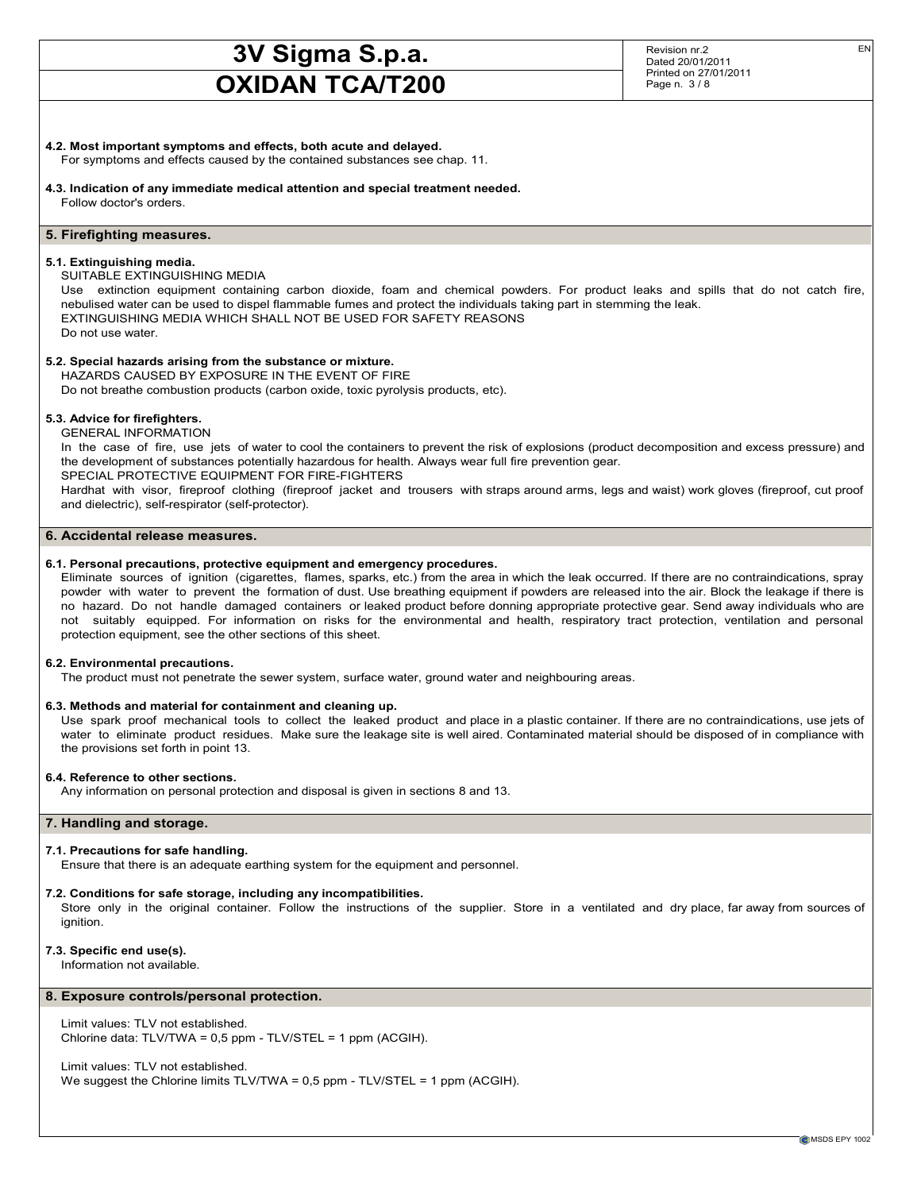#### 4.2. Most important symptoms and effects, both acute and delayed.

For symptoms and effects caused by the contained substances see chap. 11.

#### 4.3. Indication of any immediate medical attention and special treatment needed.

Follow doctor's orders.

## 5. Firefighting measures.

#### 5.1. Extinguishing media.

SUITABLE EXTINGUISHING MEDIA

Use extinction equipment containing carbon dioxide, foam and chemical powders. For product leaks and spills that do not catch fire, nebulised water can be used to dispel flammable fumes and protect the individuals taking part in stemming the leak.

EXTINGUISHING MEDIA WHICH SHALL NOT BE USED FOR SAFETY REASONS

Do not use water.

#### 5.2. Special hazards arising from the substance or mixture.

HAZARDS CAUSED BY EXPOSURE IN THE EVENT OF FIRE

Do not breathe combustion products (carbon oxide, toxic pyrolysis products, etc).

#### 5.3. Advice for firefighters.

GENERAL INFORMATION

In the case of fire, use jets of water to cool the containers to prevent the risk of explosions (product decomposition and excess pressure) and the development of substances potentially hazardous for health. Always wear full fire prevention gear.

SPECIAL PROTECTIVE EQUIPMENT FOR FIRE-FIGHTERS

Hardhat with visor, fireproof clothing (fireproof jacket and trousers with straps around arms, legs and waist) work gloves (fireproof, cut proof and dielectric), self-respirator (self-protector).

## 6. Accidental release measures.

#### 6.1. Personal precautions, protective equipment and emergency procedures.

Eliminate sources of ignition (cigarettes, flames, sparks, etc.) from the area in which the leak occurred. If there are no contraindications, spray powder with water to prevent the formation of dust. Use breathing equipment if powders are released into the air. Block the leakage if there is no hazard. Do not handle damaged containers or leaked product before donning appropriate protective gear. Send away individuals who are not suitably equipped. For information on risks for the environmental and health, respiratory tract protection, ventilation and personal protection equipment, see the other sections of this sheet.

#### 6.2. Environmental precautions.

The product must not penetrate the sewer system, surface water, ground water and neighbouring areas.

#### 6.3. Methods and material for containment and cleaning up.

Use spark proof mechanical tools to collect the leaked product and place in a plastic container. If there are no contraindications, use jets of water to eliminate product residues. Make sure the leakage site is well aired. Contaminated material should be disposed of in compliance with the provisions set forth in point 13.

#### 6.4. Reference to other sections.

Any information on personal protection and disposal is given in sections 8 and 13.

## 7. Handling and storage.

#### 7.1. Precautions for safe handling.

Ensure that there is an adequate earthing system for the equipment and personnel.

#### 7.2. Conditions for safe storage, including any incompatibilities.

Store only in the original container. Follow the instructions of the supplier. Store in a ventilated and dry place, far away from sources of ignition.

#### 7.3. Specific end use(s).

Information not available.

## 8. Exposure controls/personal protection.

Limit values: TLV not established.
Chlorine data: TLV/TWA = 0,5 ppm - TLV/STEL = 1 ppm (ACGIH).

Limit values: TLV not established.
We suggest the Chlorine limits TLV/TWA = 0,5 ppm - TLV/STEL = 1 ppm (ACGIH).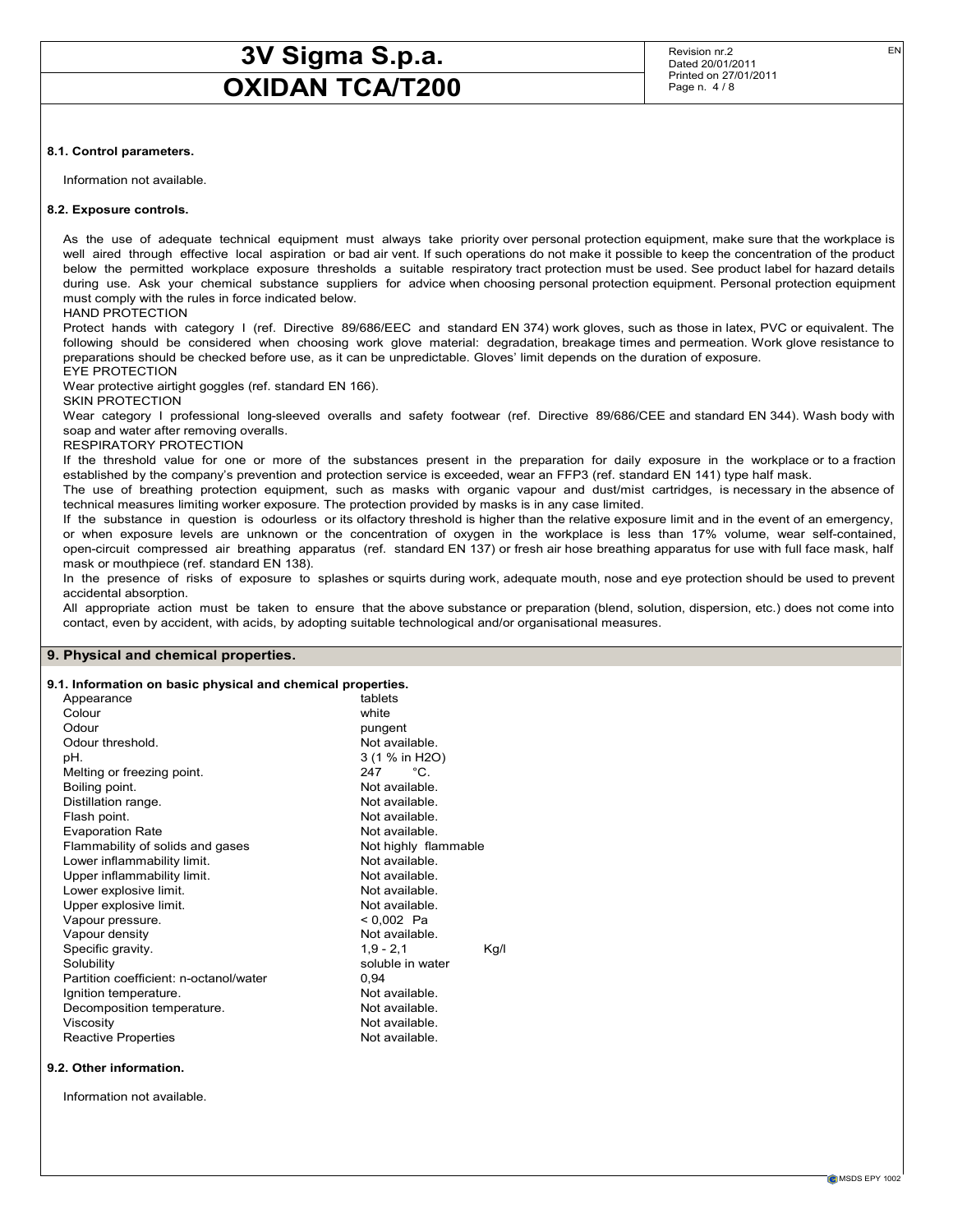#### 8.1. Control parameters.

Information not available.

#### 8.2. Exposure controls.

As the use of adequate technical equipment must always take priority over personal protection equipment, make sure that the workplace is well aired through effective local aspiration or bad air vent. If such operations do not make it possible to keep the concentration of the product below the permitted workplace exposure thresholds a suitable respiratory tract protection must be used. See product label for hazard details during use. Ask your chemical substance suppliers for advice when choosing personal protection equipment. Personal protection equipment must comply with the rules in force indicated below.

HAND PROTECTION

Protect hands with category I (ref. Directive 89/686/EEC and standard EN 374) work gloves, such as those in latex, PVC or equivalent. The following should be considered when choosing work glove material: degradation, breakage times and permeation. Work glove resistance to preparations should be checked before use, as it can be unpredictable. Gloves' limit depends on the duration of exposure.

EYE PROTECTION

Wear protective airtight goggles (ref. standard EN 166).

SKIN PROTECTION

Wear category I professional long-sleeved overalls and safety footwear (ref. Directive 89/686/CEE and standard EN 344). Wash body with soap and water after removing overalls.

RESPIRATORY PROTECTION

If the threshold value for one or more of the substances present in the preparation for daily exposure in the workplace or to a fraction established by the company's prevention and protection service is exceeded, wear an FFP3 (ref. standard EN 141) type half mask.

The use of breathing protection equipment, such as masks with organic vapour and dust/mist cartridges, is necessary in the absence of technical measures limiting worker exposure. The protection provided by masks is in any case limited.

If the substance in question is odourless or its olfactory threshold is higher than the relative exposure limit and in the event of an emergency, or when exposure levels are unknown or the concentration of oxygen in the workplace is less than 17% volume, wear self-contained, open-circuit compressed air breathing apparatus (ref. standard EN 137) or fresh air hose breathing apparatus for use with full face mask, half mask or mouthpiece (ref. standard EN 138).

In the presence of risks of exposure to splashes or squirts during work, adequate mouth, nose and eye protection should be used to prevent accidental absorption.

All appropriate action must be taken to ensure that the above substance or preparation (blend, solution, dispersion, etc.) does not come into contact, even by accident, with acids, by adopting suitable technological and/or organisational measures.

## 9. Physical and chemical properties.

#### 9.1. Information on basic physical and chemical properties.

| Property | Value |
|---|---|
| Appearance | tablets |
| Colour | white |
| Odour | pungent |
| Odour threshold. | Not available. |
| pH. | 3 (1 % in $H_2O$) |
| Melting or freezing point. | 247 °C. |
| Boiling point. | Not available. |
| Distillation range. | Not available. |
| Flash point. | Not available. |
| Evaporation Rate | Not available. |
| Flammability of solids and gases | Not highly flammable |
| Lower inflammability limit. | Not available. |
| Upper inflammability limit. | Not available. |
| Lower explosive limit. | Not available. |
| Upper explosive limit. | Not available. |
| Vapour pressure. | < 0,002 Pa |
| Vapour density | Not available. |
| Specific gravity. | 1,9 - 2,1 Kg/l |
| Solubility | soluble in water |
| Partition coefficient: n-octanol/water | 0,94 |
| Ignition temperature. | Not available. |
| Decomposition temperature. | Not available. |
| Viscosity | Not available. |
| Reactive Properties | Not available. |

#### 9.2. Other information.

Information not available.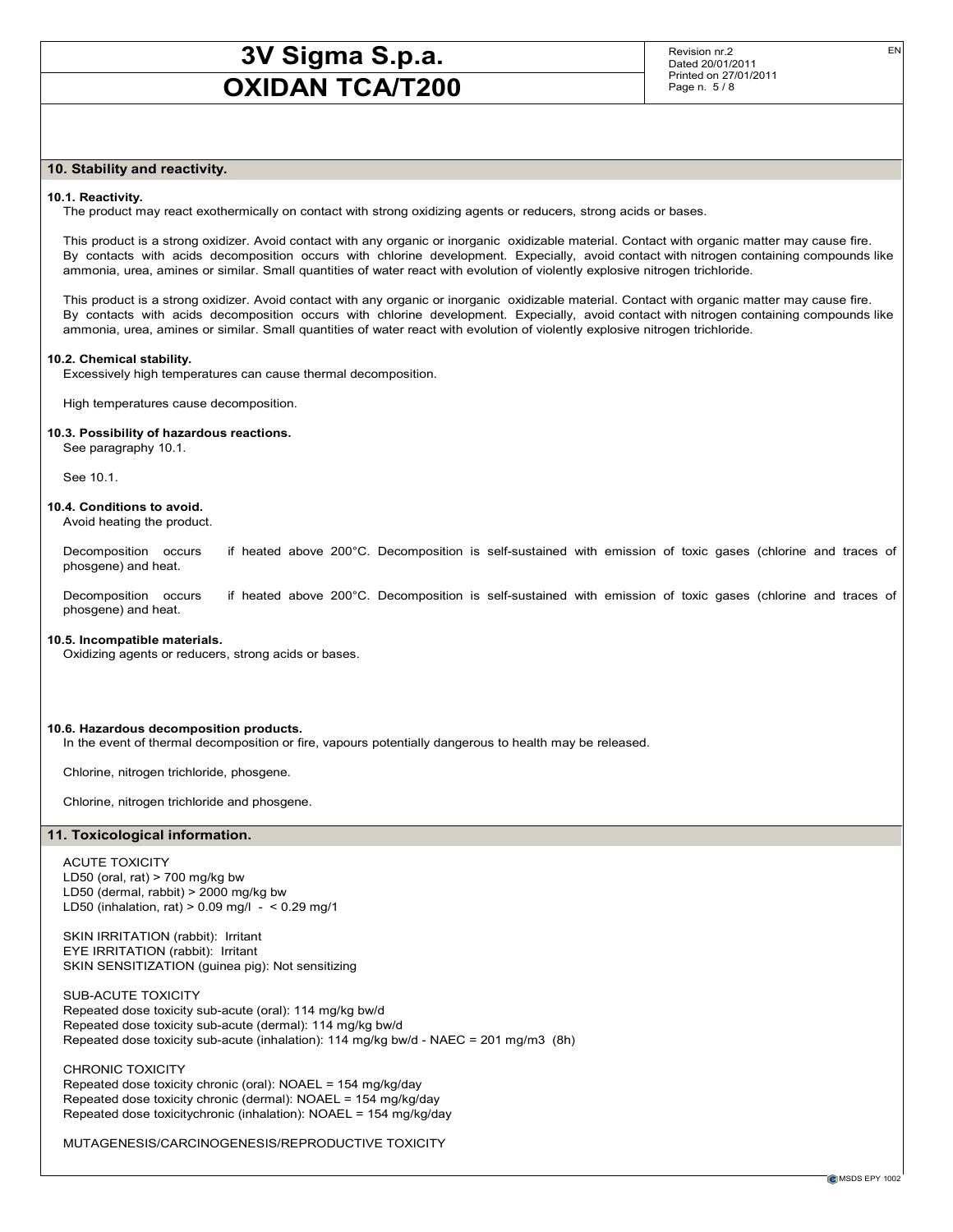## 10. Stability and reactivity.

**10.1. Reactivity.**

The product may react exothermically on contact with strong oxidizing agents or reducers, strong acids or bases.

This product is a strong oxidizer. Avoid contact with any organic or inorganic oxidizable material. Contact with organic matter may cause fire. By contacts with acids decomposition occurs with chlorine development. Especially, avoid contact with nitrogen containing compounds like ammonia, urea, amines or similar. Small quantities of water react with evolution of violently explosive nitrogen trichloride.

This product is a strong oxidizer. Avoid contact with any organic or inorganic oxidizable material. Contact with organic matter may cause fire. By contacts with acids decomposition occurs with chlorine development. Especially, avoid contact with nitrogen containing compounds like ammonia, urea, amines or similar. Small quantities of water react with evolution of violently explosive nitrogen trichloride.

**10.2. Chemical stability.**

Excessively high temperatures can cause thermal decomposition.

High temperatures cause decomposition.

**10.3. Possibility of hazardous reactions.**

See paragraphy 10.1.

See 10.1.

**10.4. Conditions to avoid.**

Avoid heating the product.

Decomposition occurs if heated above 200°C. Decomposition is self-sustained with emission of toxic gases (chlorine and traces of phosgene) and heat.

Decomposition occurs if heated above 200°C. Decomposition is self-sustained with emission of toxic gases (chlorine and traces of phosgene) and heat.

**10.5. Incompatible materials.**

Oxidizing agents or reducers, strong acids or bases.

**10.6. Hazardous decomposition products.**

In the event of thermal decomposition or fire, vapours potentially dangerous to health may be released.

Chlorine, nitrogen trichloride, phosgene.

Chlorine, nitrogen trichloride and phosgene.

## 11. Toxicological information.

ACUTE TOXICITY
LD50 (oral, rat) > 700 mg/kg bw
LD50 (dermal, rabbit) > 2000 mg/kg bw
LD50 (inhalation, rat) > 0.09 mg/l - < 0.29 mg/1

SKIN IRRITATION (rabbit): Irritant
EYE IRRITATION (rabbit): Irritant
SKIN SENSITIZATION (guinea pig): Not sensitizing

SUB-ACUTE TOXICITY
Repeated dose toxicity sub-acute (oral): 114 mg/kg bw/d
Repeated dose toxicity sub-acute (dermal): 114 mg/kg bw/d
Repeated dose toxicity sub-acute (inhalation): 114 mg/kg bw/d - NAEC = 201 mg/m3 (8h)

CHRONIC TOXICITY
Repeated dose toxicity chronic (oral): NOAEL = 154 mg/kg/day
Repeated dose toxicity chronic (dermal): NOAEL = 154 mg/kg/day
Repeated dose toxicitychronic (inhalation): NOAEL = 154 mg/kg/day

MUTAGENESIS/CARCINOGENESIS/REPRODUCTIVE TOXICITY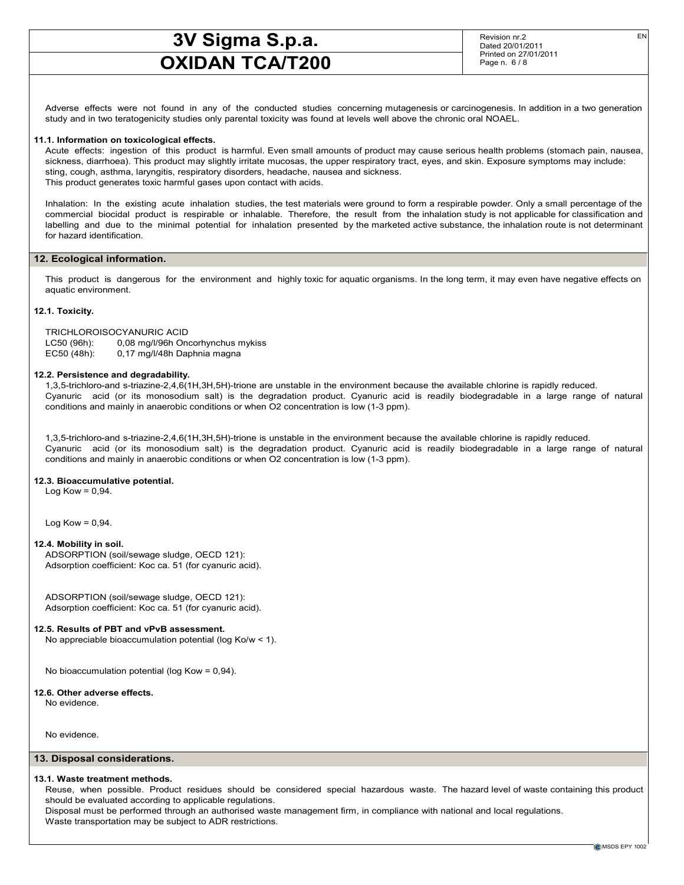Adverse effects were not found in any of the conducted studies concerning mutagenesis or carcinogenesis. In addition in a two generation study and in two teratogenicity studies only parental toxicity was found at levels well above the chronic oral NOAEL.

**11.1. Information on toxicological effects.**

Acute effects: ingestion of this product is harmful. Even small amounts of product may cause serious health problems (stomach pain, nausea, sickness, diarrhoea). This product may slightly irritate mucosas, the upper respiratory tract, eyes, and skin. Exposure symptoms may include: sting, cough, asthma, laryngitis, respiratory disorders, headache, nausea and sickness.
This product generates toxic harmful gases upon contact with acids.

Inhalation: In the existing acute inhalation studies, the test materials were ground to form a respirable powder. Only a small percentage of the commercial biocidal product is respirable or inhalable. Therefore, the result from the inhalation study is not applicable for classification and labelling and due to the minimal potential for inhalation presented by the marketed active substance, the inhalation route is not determinant for hazard identification.

## 12. Ecological information.

This product is dangerous for the environment and highly toxic for aquatic organisms. In the long term, it may even have negative effects on aquatic environment.

**12.1. Toxicity.**

TRICHLOROISOCYANURIC ACID
LC50 (96h): 0,08 mg/l/96h Oncorhynchus mykiss
EC50 (48h): 0,17 mg/l/48h Daphnia magna

**12.2. Persistence and degradability.**

1,3,5-trichloro-and s-triazine-2,4,6(1H,3H,5H)-trione are unstable in the environment because the available chlorine is rapidly reduced.
Cyanuric acid (or its monosodium salt) is the degradation product. Cyanuric acid is readily biodegradable in a large range of natural conditions and mainly in anaerobic conditions or when O2 concentration is low (1-3 ppm).

1,3,5-trichloro-and s-triazine-2,4,6(1H,3H,5H)-trione is unstable in the environment because the available chlorine is rapidly reduced.
Cyanuric acid (or its monosodium salt) is the degradation product. Cyanuric acid is readily biodegradable in a large range of natural conditions and mainly in anaerobic conditions or when O2 concentration is low (1-3 ppm).

**12.3. Bioaccumulative potential.**

Log Kow = 0,94.

Log Kow = 0,94.

**12.4. Mobility in soil.**

ADSORPTION (soil/sewage sludge, OECD 121):
Adsorption coefficient: Koc ca. 51 (for cyanuric acid).

ADSORPTION (soil/sewage sludge, OECD 121):
Adsorption coefficient: Koc ca. 51 (for cyanuric acid).

**12.5. Results of PBT and vPvB assessment.**

No appreciable bioaccumulation potential (log Ko/w < 1).

No bioaccumulation potential (log Kow = 0,94).

**12.6. Other adverse effects.**

No evidence.

No evidence.

## 13. Disposal considerations.

**13.1. Waste treatment methods.**

Reuse, when possible. Product residues should be considered special hazardous waste. The hazard level of waste containing this product should be evaluated according to applicable regulations.
Disposal must be performed through an authorised waste management firm, in compliance with national and local regulations.
Waste transportation may be subject to ADR restrictions.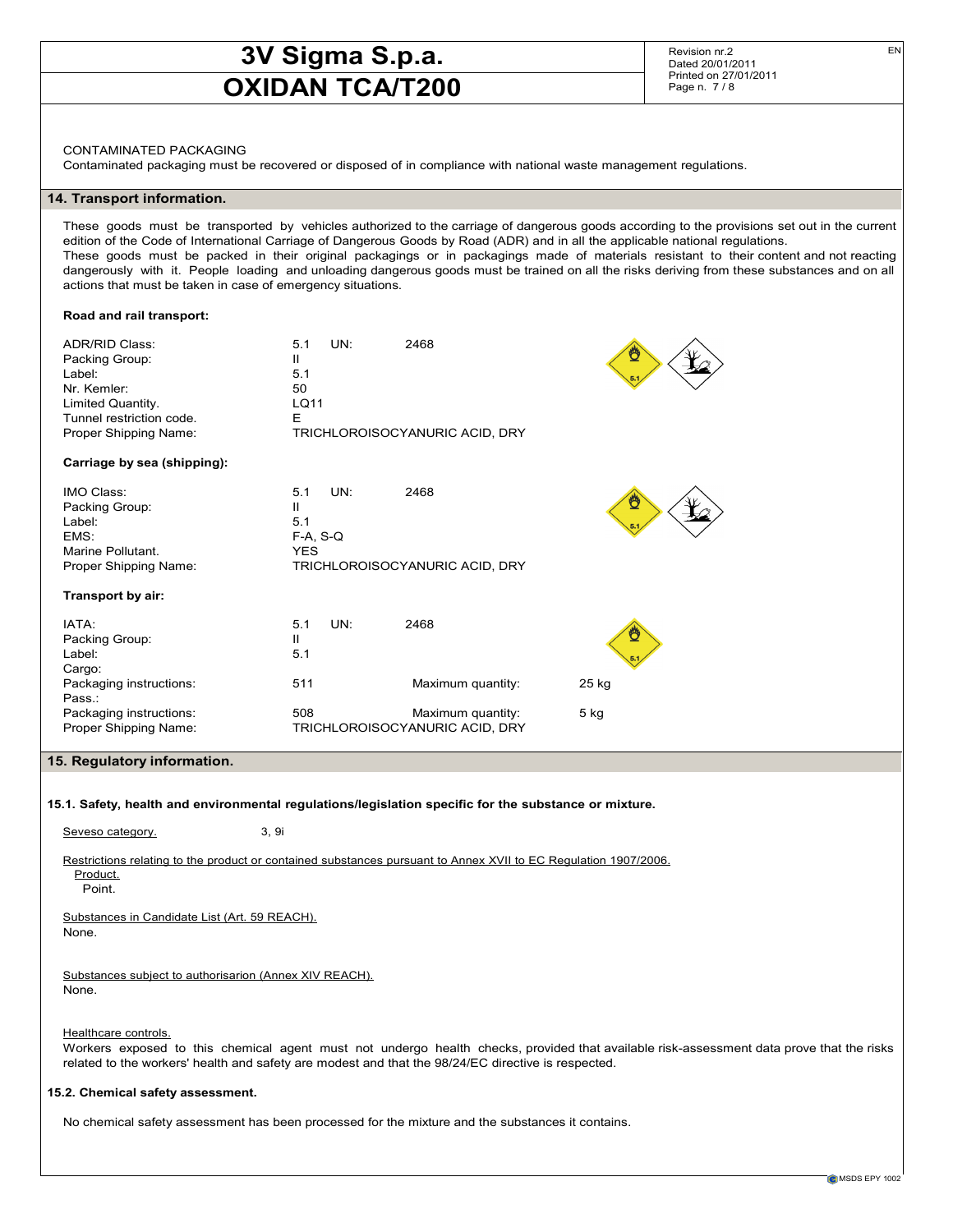CONTAMINATED PACKAGING

Contaminated packaging must be recovered or disposed of in compliance with national waste management regulations.

## 14. Transport information.

These goods must be transported by vehicles authorized to the carriage of dangerous goods according to the provisions set out in the current edition of the Code of International Carriage of Dangerous Goods by Road (ADR) and in all the applicable national regulations.
These goods must be packed in their original packagings or in packagings made of materials resistant to their content and not reacting dangerously with it. People loading and unloading dangerous goods must be trained on all the risks deriving from these substances and on all actions that must be taken in case of emergency situations.

**Road and rail transport:**

| | | | |
|---|---|---|---|
| ADR/RID Class: | 5.1 | UN: | 2468 |
| Packing Group: | II | | |
| Label: | 5.1 | | |
| Nr. Kemler: | 50 | | |
| Limited Quantity. | LQ11 | | |
| Tunnel restriction code. | E | | |
| Proper Shipping Name: | TRICHLOROISOCYANURIC ACID, DRY | | |

**Carriage by sea (shipping):**

| | | | |
|---|---|---|---|
| IMO Class: | 5.1 | UN: | 2468 |
| Packing Group: | II | | |
| Label: | 5.1 | | |
| EMS: | F-A, S-Q | | |
| Marine Pollutant. | YES | | |
| Proper Shipping Name: | TRICHLOROISOCYANURIC ACID, DRY | | |

**Transport by air:**

| | | | | |
|---|---|---|---|---|
| IATA: | 5.1 | UN: 2468 | | |
| Packing Group: | II | | | |
| Label: | 5.1 | | | |
| Cargo: | | | | |
| Packaging instructions: | 511 | | Maximum quantity: | 25 kg |
| Pass.: | | | | |
| Packaging instructions: | 508 | | Maximum quantity: | 5 kg |
| Proper Shipping Name: | TRICHLOROISOCYANURIC ACID, DRY | | | |

## 15. Regulatory information.

### 15.1. Safety, health and environmental regulations/legislation specific for the substance or mixture.

Seveso category. 3, 9i

Restrictions relating to the product or contained substances pursuant to Annex XVII to EC Regulation 1907/2006.
Product.
Point.

Substances in Candidate List (Art. 59 REACH).
None.

Substances subject to authorisarion (Annex XIV REACH).
None.

Healthcare controls.
Workers exposed to this chemical agent must not undergo health checks, provided that available risk-assessment data prove that the risks related to the workers' health and safety are modest and that the 98/24/EC directive is respected.

### 15.2. Chemical safety assessment.

No chemical safety assessment has been processed for the mixture and the substances it contains.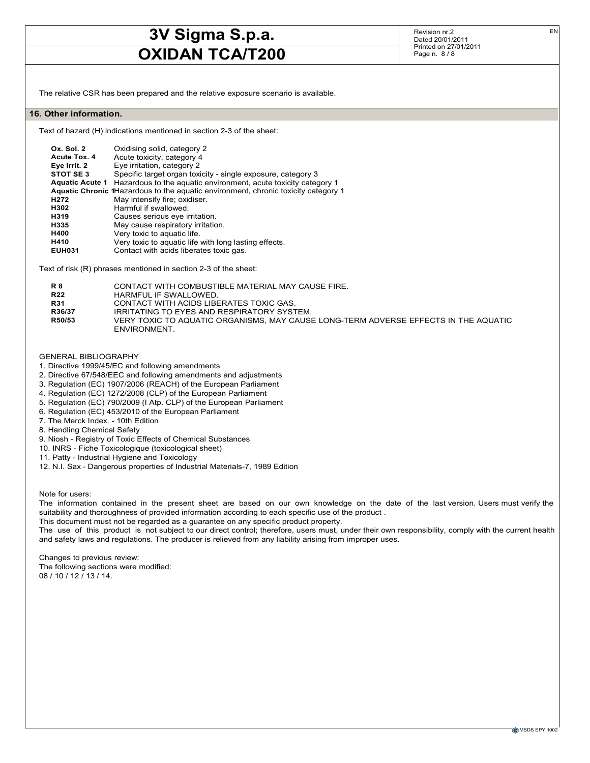The relative CSR has been prepared and the relative exposure scenario is available.

## 16. Other information.

Text of hazard (H) indications mentioned in section 2-3 of the sheet:

| | |
|---|---|
| **Ox. Sol. 2** | Oxidising solid, category 2 |
| **Acute Tox. 4** | Acute toxicity, category 4 |
| **Eye Irrit. 2** | Eye irritation, category 2 |
| **STOT SE 3** | Specific target organ toxicity - single exposure, category 3 |
| **Aquatic Acute 1** | Hazardous to the aquatic environment, acute toxicity category 1 |
| **Aquatic Chronic 1** | Hazardous to the aquatic environment, chronic toxicity category 1 |
| **H272** | May intensify fire; oxidiser. |
| **H302** | Harmful if swallowed. |
| **H319** | Causes serious eye irritation. |
| **H335** | May cause respiratory irritation. |
| **H400** | Very toxic to aquatic life. |
| **H410** | Very toxic to aquatic life with long lasting effects. |
| **EUH031** | Contact with acids liberates toxic gas. |

Text of risk (R) phrases mentioned in section 2-3 of the sheet:

| | |
|---|---|
| **R 8** | CONTACT WITH COMBUSTIBLE MATERIAL MAY CAUSE FIRE. |
| **R22** | HARMFUL IF SWALLOWED. |
| **R31** | CONTACT WITH ACIDS LIBERATES TOXIC GAS. |
| **R36/37** | IRRITATING TO EYES AND RESPIRATORY SYSTEM. |
| **R50/53** | VERY TOXIC TO AQUATIC ORGANISMS, MAY CAUSE LONG-TERM ADVERSE EFFECTS IN THE AQUATIC ENVIRONMENT. |

GENERAL BIBLIOGRAPHY

1. Directive 1999/45/EC and following amendments
2. Directive 67/548/EEC and following amendments and adjustments
3. Regulation (EC) 1907/2006 (REACH) of the European Parliament
4. Regulation (EC) 1272/2008 (CLP) of the European Parliament
5. Regulation (EC) 790/2009 (I Atp. CLP) of the European Parliament
6. Regulation (EC) 453/2010 of the European Parliament
7. The Merck Index. - 10th Edition
8. Handling Chemical Safety
9. Niosh - Registry of Toxic Effects of Chemical Substances
10. INRS - Fiche Toxicologique (toxicological sheet)
11. Patty - Industrial Hygiene and Toxicology
12. N.I. Sax - Dangerous properties of Industrial Materials-7, 1989 Edition

Note for users:
The information contained in the present sheet are based on our own knowledge on the date of the last version. Users must verify the suitability and thoroughness of provided information according to each specific use of the product .
This document must not be regarded as a guarantee on any specific product property.
The use of this product is not subject to our direct control; therefore, users must, under their own responsibility, comply with the current health and safety laws and regulations. The producer is relieved from any liability arising from improper uses.

Changes to previous review:
The following sections were modified:
08 / 10 / 12 / 13 / 14.